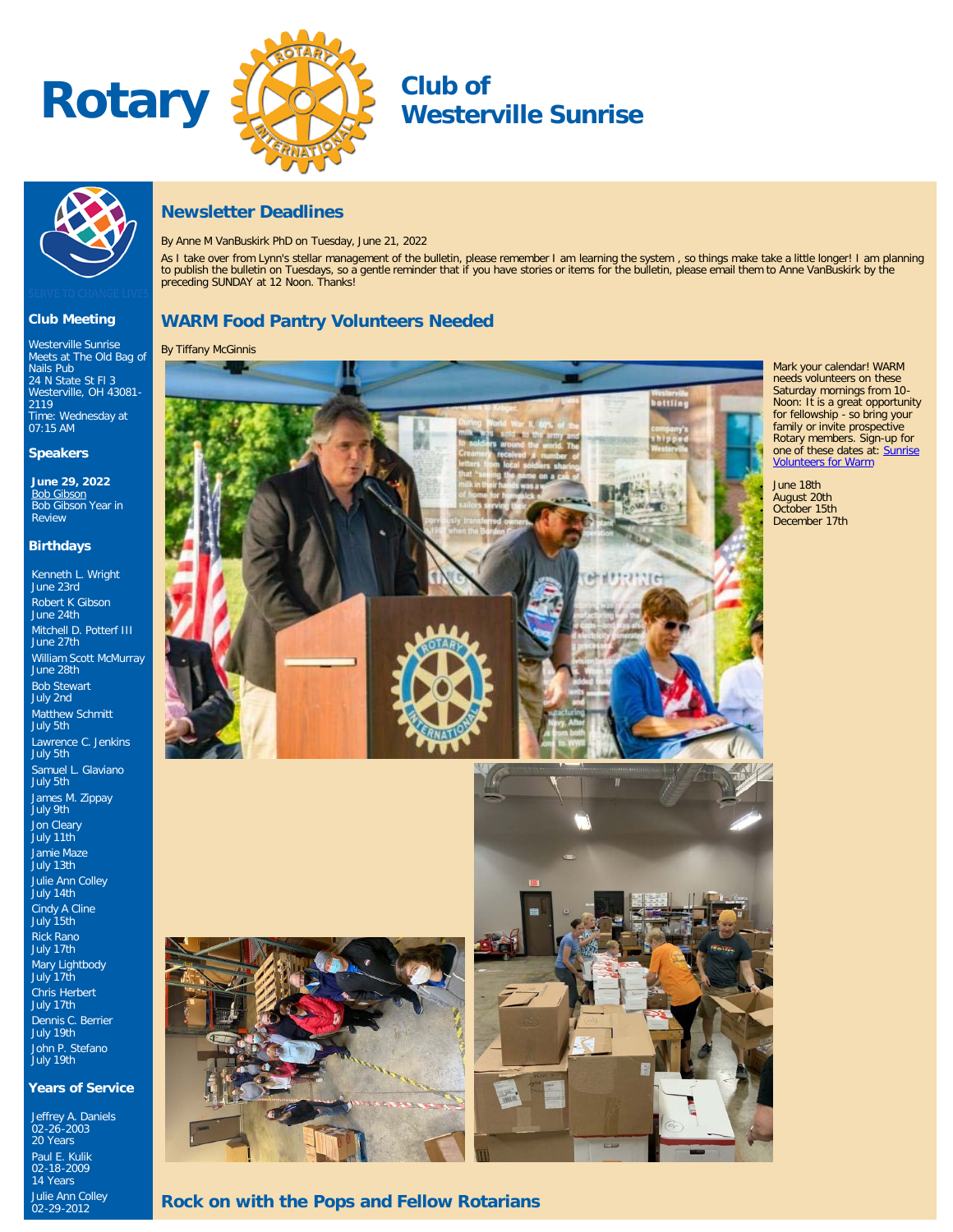# Rotary Club of Westerville Sunrise

SERVE TO CHANGE LIVES

## Club Meeting

Westerville Sunrise
Meets at The Old Bag of Nails Pub
24 N State St Fl 3
Westerville, OH 43081-2119
Time: Wednesday at 07:15 AM

## Speakers

**June 29, 2022**
Bob Gibson
Bob Gibson Year in Review

## Birthdays

Kenneth L. Wright
June 23rd

Robert K Gibson
June 24th

Mitchell D. Potterf III
June 27th

William Scott McMurray
June 28th

Bob Stewart
July 2nd

Matthew Schmitt
July 5th

Lawrence C. Jenkins
July 5th

Samuel L. Glaviano
July 5th

James M. Zippay
July 9th

Jon Cleary
July 11th

Jamie Maze
July 13th

Julie Ann Colley
July 14th

Cindy A Cline
July 15th

Rick Rano
July 17th

Mary Lightbody
July 17th

Chris Herbert
July 17th

Dennis C. Berrier
July 19th

John P. Stefano
July 19th

## Years of Service

Jeffrey A. Daniels
02-26-2003
20 Years

Paul E. Kulik
02-18-2009
14 Years

Julie Ann Colley
02-29-2012

## Newsletter Deadlines

By Anne M VanBuskirk PhD on Tuesday, June 21, 2022

As I take over from Lynn's stellar management of the bulletin, please remember I am learning the system , so things make take a little longer! I am planning to publish the bulletin on Tuesdays, so a gentle reminder that if you have stories or items for the bulletin, please email them to Anne VanBuskirk by the preceding SUNDAY at 12 Noon. Thanks!

## WARM Food Pantry Volunteers Needed

By Tiffany McGinnis

Mark your calendar! WARM needs volunteers on these Saturday mornings from 10-Noon: It is a great opportunity for fellowship - so bring your family or invite prospective Rotary members. Sign-up for one of these dates at: Sunrise Volunteers for Warm

- June 18th
- August 20th
- October 15th
- December 17th

## Rock on with the Pops and Fellow Rotarians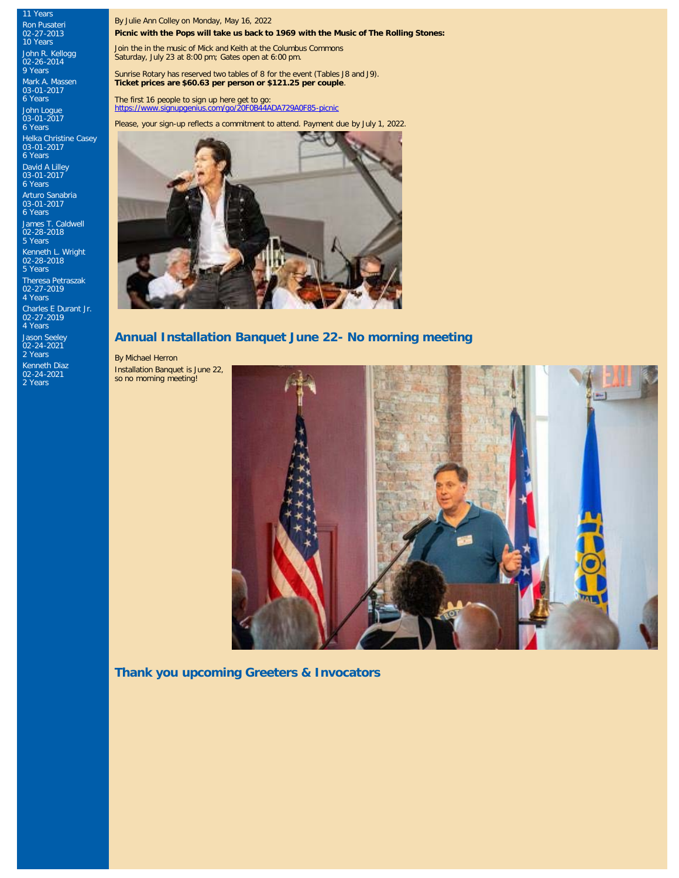11 Years

Ron Pusateri
02-27-2013
10 Years

John R. Kellogg
02-26-2014
9 Years

Mark A. Massen
03-01-2017
6 Years

John Logue
03-01-2017
6 Years

Helka Christine Casey
03-01-2017
6 Years

David A Lilley
03-01-2017
6 Years

Arturo Sanabria
03-01-2017
6 Years

James T. Caldwell
02-28-2018
5 Years

Kenneth L. Wright
02-28-2018
5 Years

Theresa Petraszak
02-27-2019
4 Years

Charles E Durant Jr.
02-27-2019
4 Years

Jason Seeley
02-24-2021
2 Years

Kenneth Diaz
02-24-2021
2 Years

By Julie Ann Colley on Monday, May 16, 2022

**Picnic with the Pops will take us back to 1969 with the Music of The Rolling Stones:**

Join the in the music of Mick and Keith at the Columbus Commons
Saturday, July 23 at 8:00 pm; Gates open at 6:00 pm.

Sunrise Rotary has reserved two tables of 8 for the event (Tables J8 and J9).
**Ticket prices are $60.63 per person or $121.25 per couple**.

The first 16 people to sign up here get to go:
https://www.signupgenius.com/go/20F0B44ADA729A0F85-picnic

Please, your sign-up reflects a commitment to attend. Payment due by July 1, 2022.

## Annual Installation Banquet June 22- No morning meeting

By Michael Herron

Installation Banquet is June 22, so no morning meeting!

## Thank you upcoming Greeters & Invocators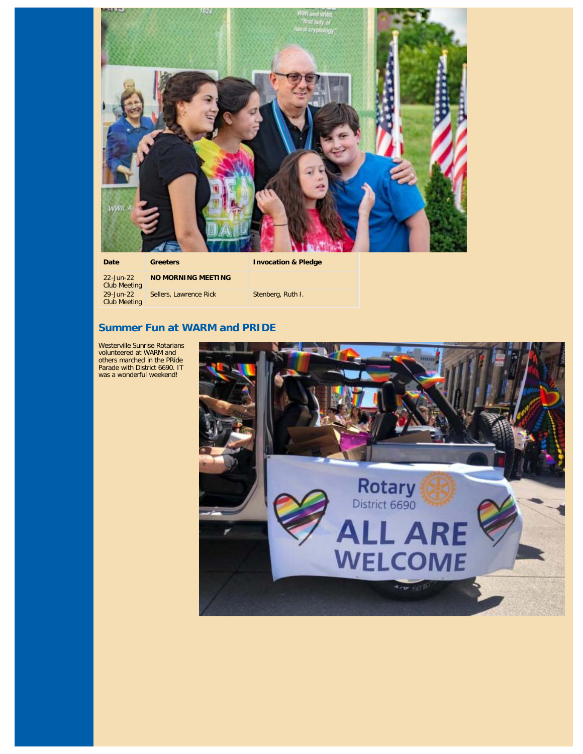| Date | Greeters | Invocation & Pledge |
|---|---|---|
| 22-Jun-22 Club Meeting | **NO MORNING MEETING** | |
| 29-Jun-22 Club Meeting | Sellers, Lawrence Rick | Stenberg, Ruth I. |

## Summer Fun at WARM and PRIDE

Westerville Sunrise Rotarians volunteered at WARM and others marched in the PRide Parade with District 6690. IT was a wonderful weekend!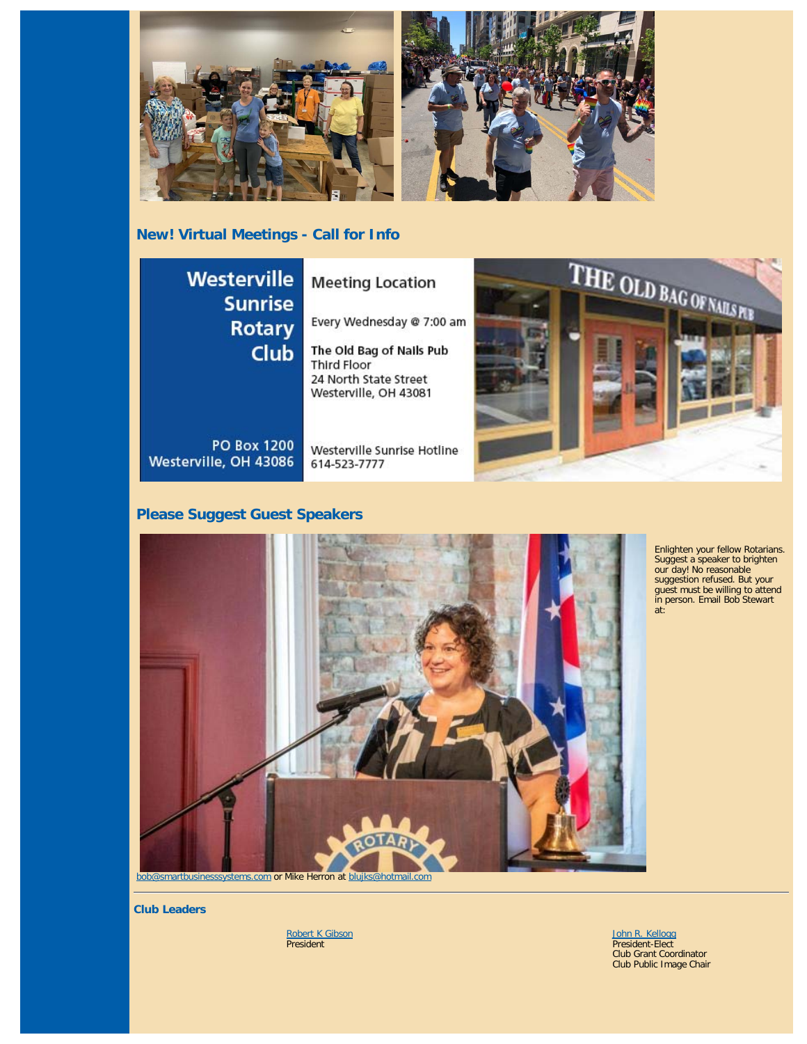## New! Virtual Meetings - Call for Info

**Westerville Sunrise Rotary Club**

PO Box 1200
Westerville, OH 43086

**Meeting Location**

Every Wednesday @ 7:00 am

**The Old Bag of Nails Pub**
Third Floor
24 North State Street
Westerville, OH 43081

Westerville Sunrise Hotline
614-523-7777

## Please Suggest Guest Speakers

Enlighten your fellow Rotarians. Suggest a speaker to brighten our day! No reasonable suggestion refused. But your guest must be willing to attend in person. Email Bob Stewart at: bob@smartbusinesssystems.com or Mike Herron at blujks@hotmail.com

---

### Club Leaders

Robert K Gibson
President

John R. Kellogg
President-Elect
Club Grant Coordinator
Club Public Image Chair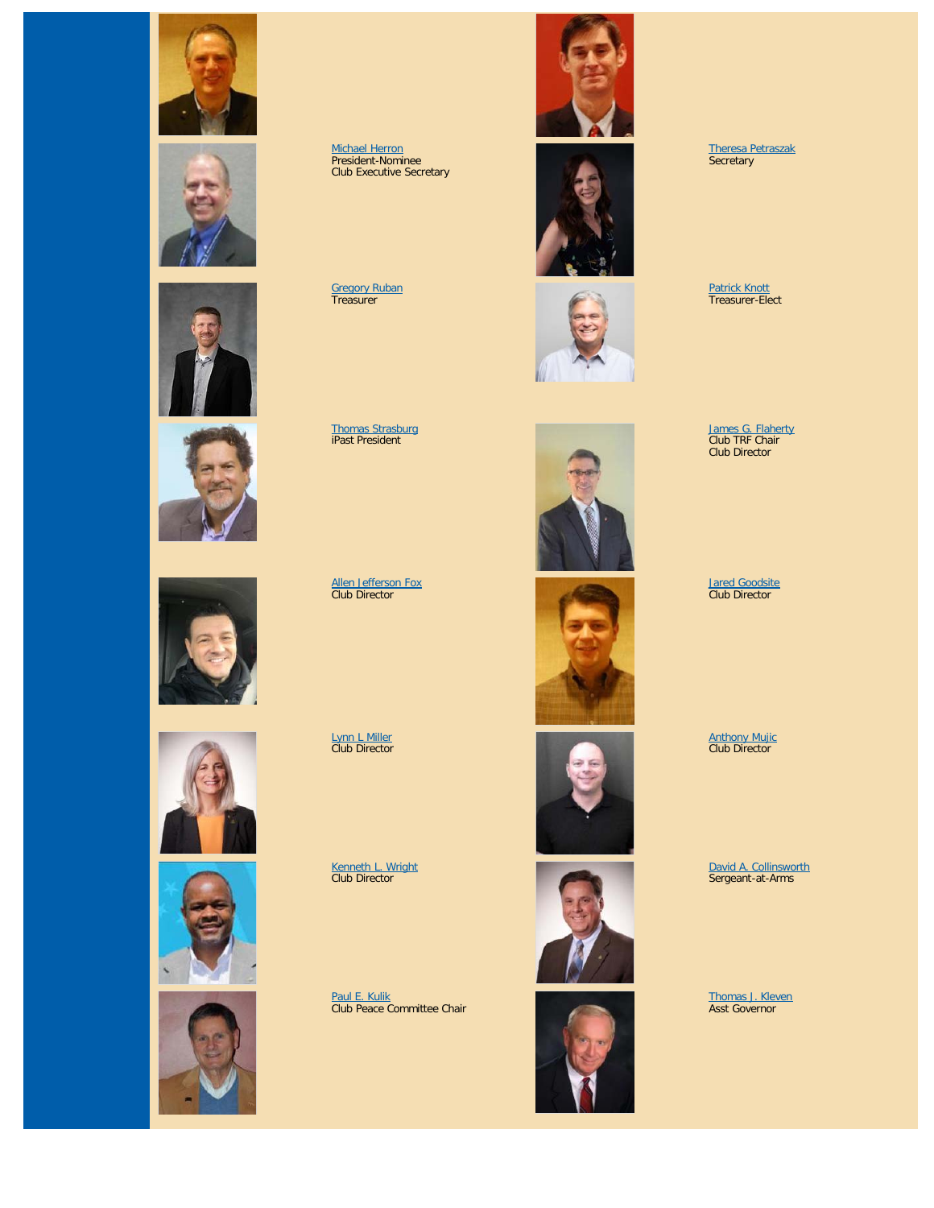Michael Herron
President-Nominee
Club Executive Secretary

Theresa Petraszak
Secretary

Gregory Ruban
Treasurer

Patrick Knott
Treasurer-Elect

Thomas Strasburg
iPast President

James G. Flaherty
Club TRF Chair
Club Director

Allen Jefferson Fox
Club Director

Jared Goodsite
Club Director

Lynn L Miller
Club Director

Anthony Mujic
Club Director

Kenneth L. Wright
Club Director

David A. Collinsworth
Sergeant-at-Arms

Paul E. Kulik
Club Peace Committee Chair

Thomas J. Kleven
Asst Governor